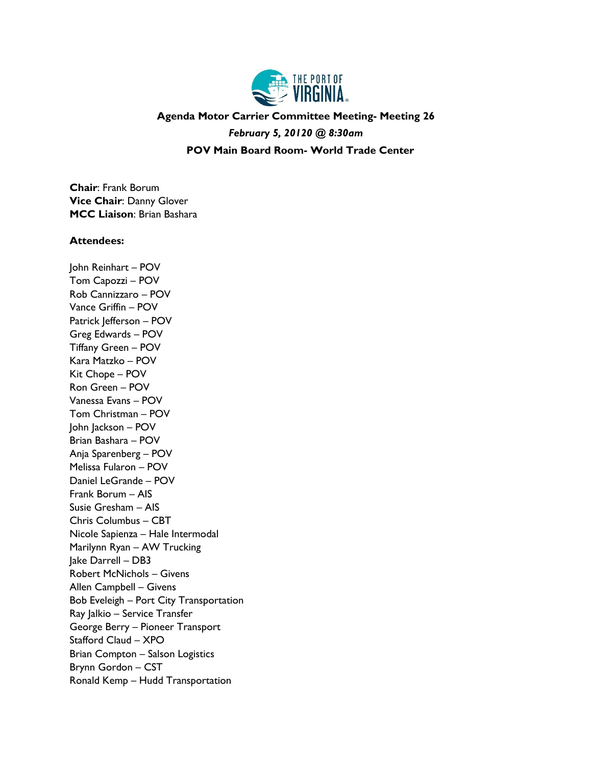**Agenda Motor Carrier Committee Meeting- Meeting 26**

***February 5, 20120 @ 8:30am***

**POV Main Board Room- World Trade Center**

**Chair**: Frank Borum
**Vice Chair**: Danny Glover
**MCC Liaison**: Brian Bashara

**Attendees:**

John Reinhart – POV
Tom Capozzi – POV
Rob Cannizzaro – POV
Vance Griffin – POV
Patrick Jefferson – POV
Greg Edwards – POV
Tiffany Green – POV
Kara Matzko – POV
Kit Chope – POV
Ron Green – POV
Vanessa Evans – POV
Tom Christman – POV
John Jackson – POV
Brian Bashara – POV
Anja Sparenberg – POV
Melissa Fularon – POV
Daniel LeGrande – POV
Frank Borum – AIS
Susie Gresham – AIS
Chris Columbus – CBT
Nicole Sapienza – Hale Intermodal
Marilynn Ryan – AW Trucking
Jake Darrell – DB3
Robert McNichols – Givens
Allen Campbell – Givens
Bob Eveleigh – Port City Transportation
Ray Jalkio – Service Transfer
George Berry – Pioneer Transport
Stafford Claud – XPO
Brian Compton – Salson Logistics
Brynn Gordon – CST
Ronald Kemp – Hudd Transportation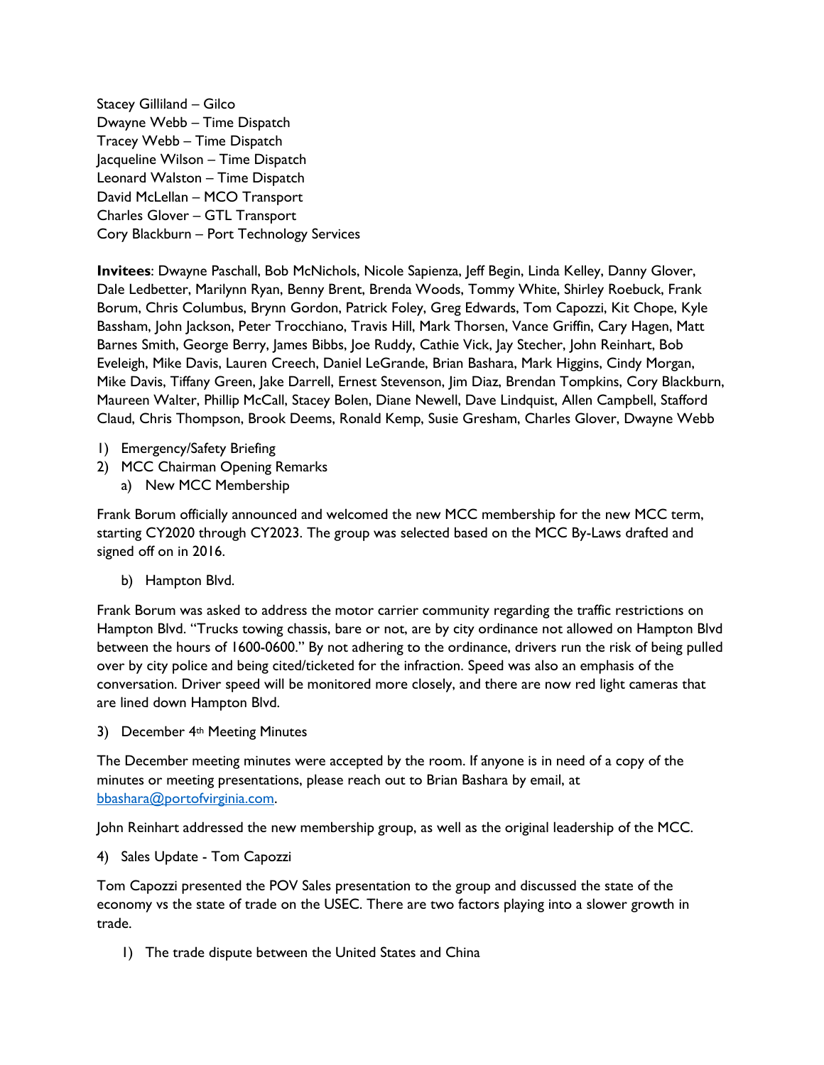Stacey Gilliland – Gilco
Dwayne Webb – Time Dispatch
Tracey Webb – Time Dispatch
Jacqueline Wilson – Time Dispatch
Leonard Walston – Time Dispatch
David McLellan – MCO Transport
Charles Glover – GTL Transport
Cory Blackburn – Port Technology Services

**Invitees**: Dwayne Paschall, Bob McNichols, Nicole Sapienza, Jeff Begin, Linda Kelley, Danny Glover, Dale Ledbetter, Marilynn Ryan, Benny Brent, Brenda Woods, Tommy White, Shirley Roebuck, Frank Borum, Chris Columbus, Brynn Gordon, Patrick Foley, Greg Edwards, Tom Capozzi, Kit Chope, Kyle Bassham, John Jackson, Peter Trocchiano, Travis Hill, Mark Thorsen, Vance Griffin, Cary Hagen, Matt Barnes Smith, George Berry, James Bibbs, Joe Ruddy, Cathie Vick, Jay Stecher, John Reinhart, Bob Eveleigh, Mike Davis, Lauren Creech, Daniel LeGrande, Brian Bashara, Mark Higgins, Cindy Morgan, Mike Davis, Tiffany Green, Jake Darrell, Ernest Stevenson, Jim Diaz, Brendan Tompkins, Cory Blackburn, Maureen Walter, Phillip McCall, Stacey Bolen, Diane Newell, Dave Lindquist, Allen Campbell, Stafford Claud, Chris Thompson, Brook Deems, Ronald Kemp, Susie Gresham, Charles Glover, Dwayne Webb

1) Emergency/Safety Briefing
2) MCC Chairman Opening Remarks
   a) New MCC Membership

Frank Borum officially announced and welcomed the new MCC membership for the new MCC term, starting CY2020 through CY2023. The group was selected based on the MCC By-Laws drafted and signed off on in 2016.

   b) Hampton Blvd.

Frank Borum was asked to address the motor carrier community regarding the traffic restrictions on Hampton Blvd. "Trucks towing chassis, bare or not, are by city ordinance not allowed on Hampton Blvd between the hours of 1600-0600." By not adhering to the ordinance, drivers run the risk of being pulled over by city police and being cited/ticketed for the infraction. Speed was also an emphasis of the conversation. Driver speed will be monitored more closely, and there are now red light cameras that are lined down Hampton Blvd.

3) December 4th Meeting Minutes

The December meeting minutes were accepted by the room. If anyone is in need of a copy of the minutes or meeting presentations, please reach out to Brian Bashara by email, at bbashara@portofvirginia.com.

John Reinhart addressed the new membership group, as well as the original leadership of the MCC.

4) Sales Update - Tom Capozzi

Tom Capozzi presented the POV Sales presentation to the group and discussed the state of the economy vs the state of trade on the USEC. There are two factors playing into a slower growth in trade.

   1) The trade dispute between the United States and China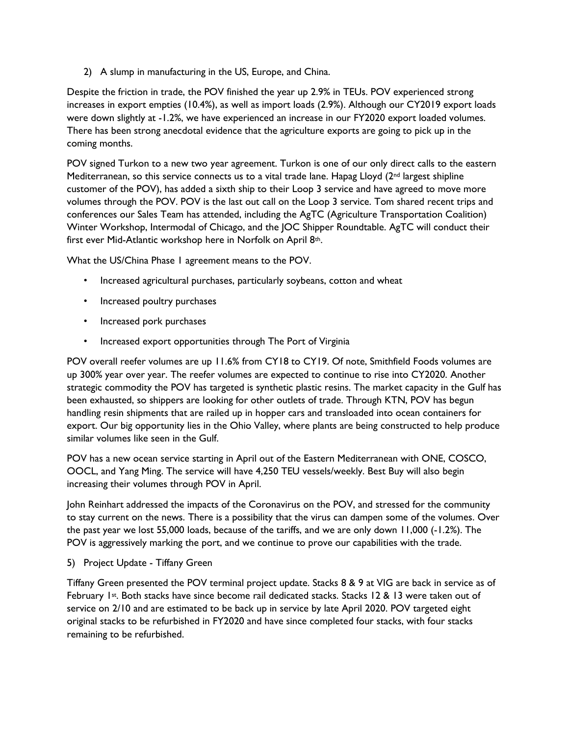2) A slump in manufacturing in the US, Europe, and China.

Despite the friction in trade, the POV finished the year up 2.9% in TEUs. POV experienced strong increases in export empties (10.4%), as well as import loads (2.9%). Although our CY2019 export loads were down slightly at -1.2%, we have experienced an increase in our FY2020 export loaded volumes. There has been strong anecdotal evidence that the agriculture exports are going to pick up in the coming months.

POV signed Turkon to a new two year agreement. Turkon is one of our only direct calls to the eastern Mediterranean, so this service connects us to a vital trade lane. Hapag Lloyd (2nd largest shipline customer of the POV), has added a sixth ship to their Loop 3 service and have agreed to move more volumes through the POV. POV is the last out call on the Loop 3 service. Tom shared recent trips and conferences our Sales Team has attended, including the AgTC (Agriculture Transportation Coalition) Winter Workshop, Intermodal of Chicago, and the JOC Shipper Roundtable. AgTC will conduct their first ever Mid-Atlantic workshop here in Norfolk on April 8th.

What the US/China Phase 1 agreement means to the POV.

- Increased agricultural purchases, particularly soybeans, cotton and wheat
- Increased poultry purchases
- Increased pork purchases
- Increased export opportunities through The Port of Virginia

POV overall reefer volumes are up 11.6% from CY18 to CY19. Of note, Smithfield Foods volumes are up 300% year over year. The reefer volumes are expected to continue to rise into CY2020. Another strategic commodity the POV has targeted is synthetic plastic resins. The market capacity in the Gulf has been exhausted, so shippers are looking for other outlets of trade. Through KTN, POV has begun handling resin shipments that are railed up in hopper cars and transloaded into ocean containers for export. Our big opportunity lies in the Ohio Valley, where plants are being constructed to help produce similar volumes like seen in the Gulf.

POV has a new ocean service starting in April out of the Eastern Mediterranean with ONE, COSCO, OOCL, and Yang Ming. The service will have 4,250 TEU vessels/weekly. Best Buy will also begin increasing their volumes through POV in April.

John Reinhart addressed the impacts of the Coronavirus on the POV, and stressed for the community to stay current on the news. There is a possibility that the virus can dampen some of the volumes. Over the past year we lost 55,000 loads, because of the tariffs, and we are only down 11,000 (-1.2%). The POV is aggressively marking the port, and we continue to prove our capabilities with the trade.

5) Project Update - Tiffany Green

Tiffany Green presented the POV terminal project update. Stacks 8 & 9 at VIG are back in service as of February 1st. Both stacks have since become rail dedicated stacks. Stacks 12 & 13 were taken out of service on 2/10 and are estimated to be back up in service by late April 2020. POV targeted eight original stacks to be refurbished in FY2020 and have since completed four stacks, with four stacks remaining to be refurbished.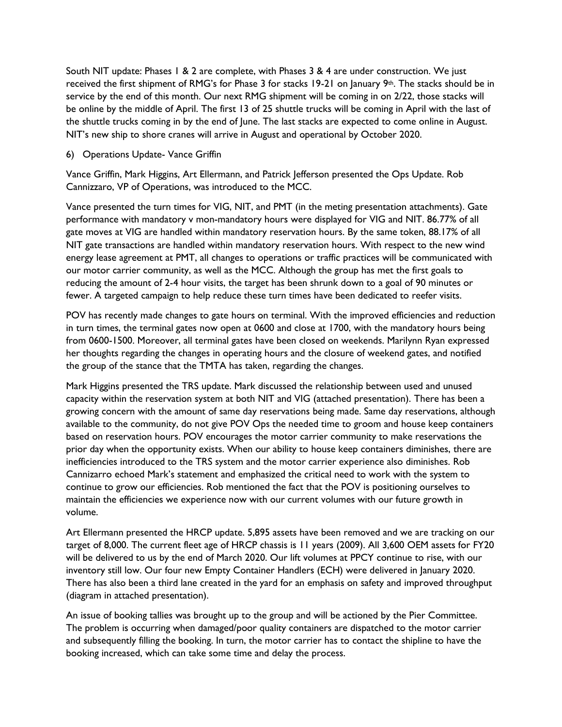South NIT update: Phases 1 & 2 are complete, with Phases 3 & 4 are under construction. We just received the first shipment of RMG's for Phase 3 for stacks 19-21 on January 9th. The stacks should be in service by the end of this month. Our next RMG shipment will be coming in on 2/22, those stacks will be online by the middle of April. The first 13 of 25 shuttle trucks will be coming in April with the last of the shuttle trucks coming in by the end of June. The last stacks are expected to come online in August. NIT's new ship to shore cranes will arrive in August and operational by October 2020.

6) Operations Update- Vance Griffin

Vance Griffin, Mark Higgins, Art Ellermann, and Patrick Jefferson presented the Ops Update. Rob Cannizzaro, VP of Operations, was introduced to the MCC.

Vance presented the turn times for VIG, NIT, and PMT (in the meting presentation attachments). Gate performance with mandatory v mon-mandatory hours were displayed for VIG and NIT. 86.77% of all gate moves at VIG are handled within mandatory reservation hours. By the same token, 88.17% of all NIT gate transactions are handled within mandatory reservation hours. With respect to the new wind energy lease agreement at PMT, all changes to operations or traffic practices will be communicated with our motor carrier community, as well as the MCC. Although the group has met the first goals to reducing the amount of 2-4 hour visits, the target has been shrunk down to a goal of 90 minutes or fewer. A targeted campaign to help reduce these turn times have been dedicated to reefer visits.

POV has recently made changes to gate hours on terminal. With the improved efficiencies and reduction in turn times, the terminal gates now open at 0600 and close at 1700, with the mandatory hours being from 0600-1500. Moreover, all terminal gates have been closed on weekends. Marilynn Ryan expressed her thoughts regarding the changes in operating hours and the closure of weekend gates, and notified the group of the stance that the TMTA has taken, regarding the changes.

Mark Higgins presented the TRS update. Mark discussed the relationship between used and unused capacity within the reservation system at both NIT and VIG (attached presentation). There has been a growing concern with the amount of same day reservations being made. Same day reservations, although available to the community, do not give POV Ops the needed time to groom and house keep containers based on reservation hours. POV encourages the motor carrier community to make reservations the prior day when the opportunity exists. When our ability to house keep containers diminishes, there are inefficiencies introduced to the TRS system and the motor carrier experience also diminishes. Rob Cannizarro echoed Mark's statement and emphasized the critical need to work with the system to continue to grow our efficiencies. Rob mentioned the fact that the POV is positioning ourselves to maintain the efficiencies we experience now with our current volumes with our future growth in volume.

Art Ellermann presented the HRCP update. 5,895 assets have been removed and we are tracking on our target of 8,000. The current fleet age of HRCP chassis is 11 years (2009). All 3,600 OEM assets for FY20 will be delivered to us by the end of March 2020. Our lift volumes at PPCY continue to rise, with our inventory still low. Our four new Empty Container Handlers (ECH) were delivered in January 2020. There has also been a third lane created in the yard for an emphasis on safety and improved throughput (diagram in attached presentation).

An issue of booking tallies was brought up to the group and will be actioned by the Pier Committee. The problem is occurring when damaged/poor quality containers are dispatched to the motor carrier and subsequently filling the booking. In turn, the motor carrier has to contact the shipline to have the booking increased, which can take some time and delay the process.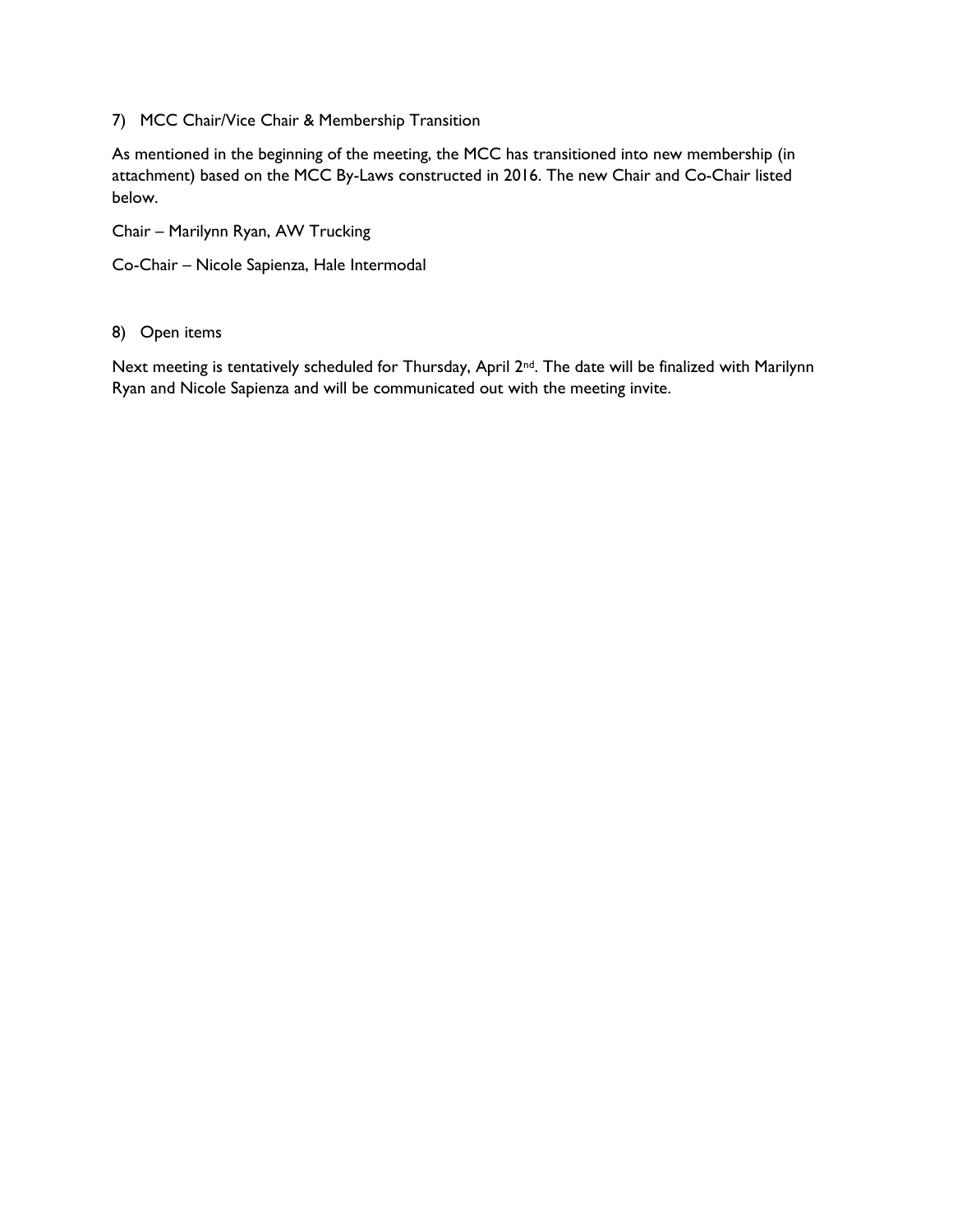7) MCC Chair/Vice Chair & Membership Transition

As mentioned in the beginning of the meeting, the MCC has transitioned into new membership (in attachment) based on the MCC By-Laws constructed in 2016. The new Chair and Co-Chair listed below.

Chair – Marilynn Ryan, AW Trucking

Co-Chair – Nicole Sapienza, Hale Intermodal

8) Open items

Next meeting is tentatively scheduled for Thursday, April 2nd. The date will be finalized with Marilynn Ryan and Nicole Sapienza and will be communicated out with the meeting invite.